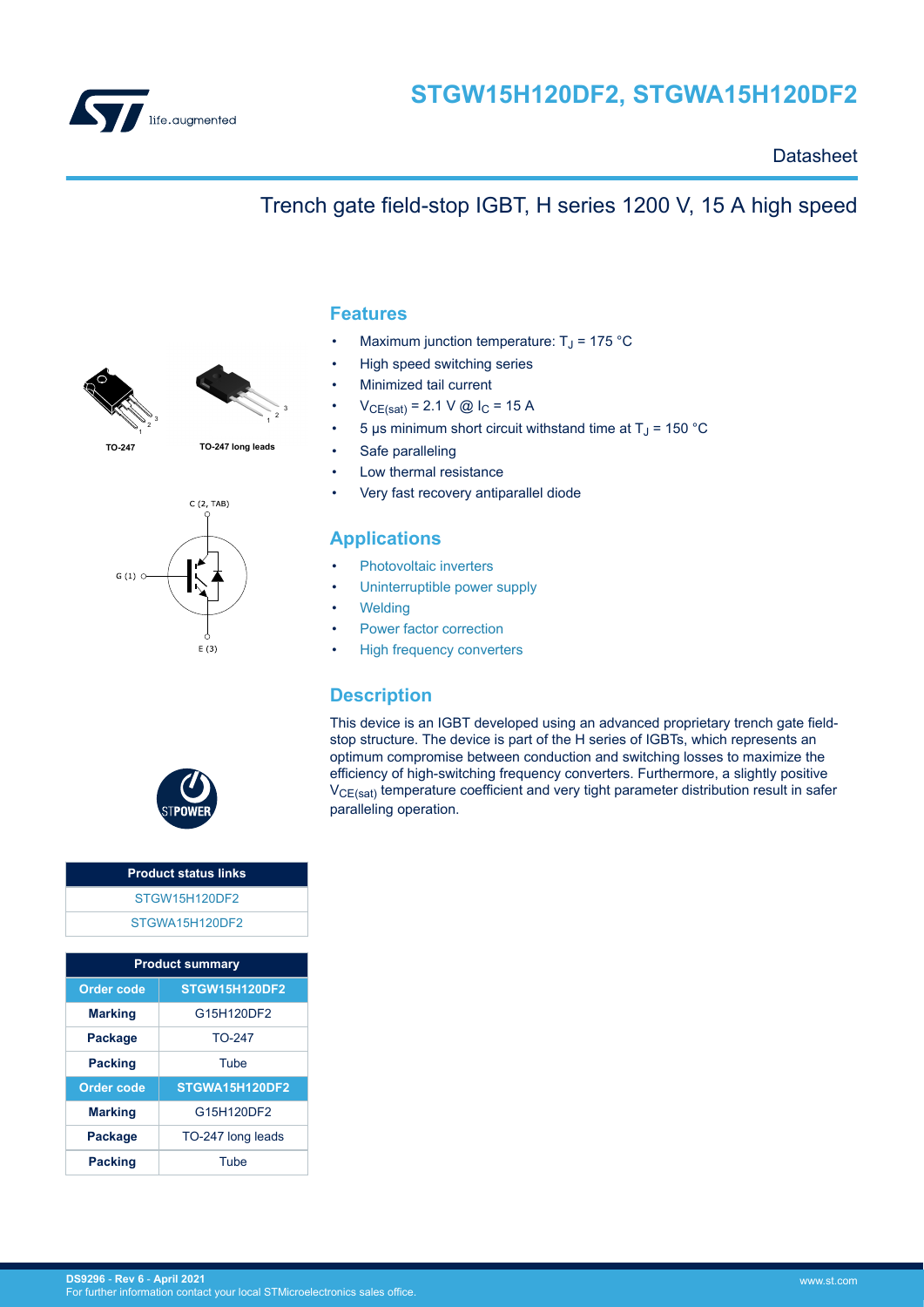# STGW15H120DF2, STGWA15H120DF2

Datasheet

## Trench gate field-stop IGBT, H series 1200 V, 15 A high speed

TO-247

TO-247 long leads

C (2, TAB)

G (1)

E (3)

## Features

- Maximum junction temperature: $T_J$ = 175 °C
- High speed switching series
- Minimized tail current
- $V_{CE(sat)}$ = 2.1 V @ $I_C$ = 15 A
- 5 µs minimum short circuit withstand time at $T_J$ = 150 °C
- Safe paralleling
- Low thermal resistance
- Very fast recovery antiparallel diode

## Applications

- Photovoltaic inverters
- Uninterruptible power supply
- Welding
- Power factor correction
- High frequency converters

## Description

This device is an IGBT developed using an advanced proprietary trench gate field-stop structure. The device is part of the H series of IGBTs, which represents an optimum compromise between conduction and switching losses to maximize the efficiency of high-switching frequency converters. Furthermore, a slightly positive $V_{CE(sat)}$ temperature coefficient and very tight parameter distribution result in safer paralleling operation.

| Product status links |
| --- |
| STGW15H120DF2 |
| STGWA15H120DF2 |

| Product summary | |
| --- | --- |
| **Order code** | **STGW15H120DF2** |
| **Marking** | G15H120DF2 |
| **Package** | TO-247 |
| **Packing** | Tube |
| **Order code** | **STGWA15H120DF2** |
| **Marking** | G15H120DF2 |
| **Package** | TO-247 long leads |
| **Packing** | Tube |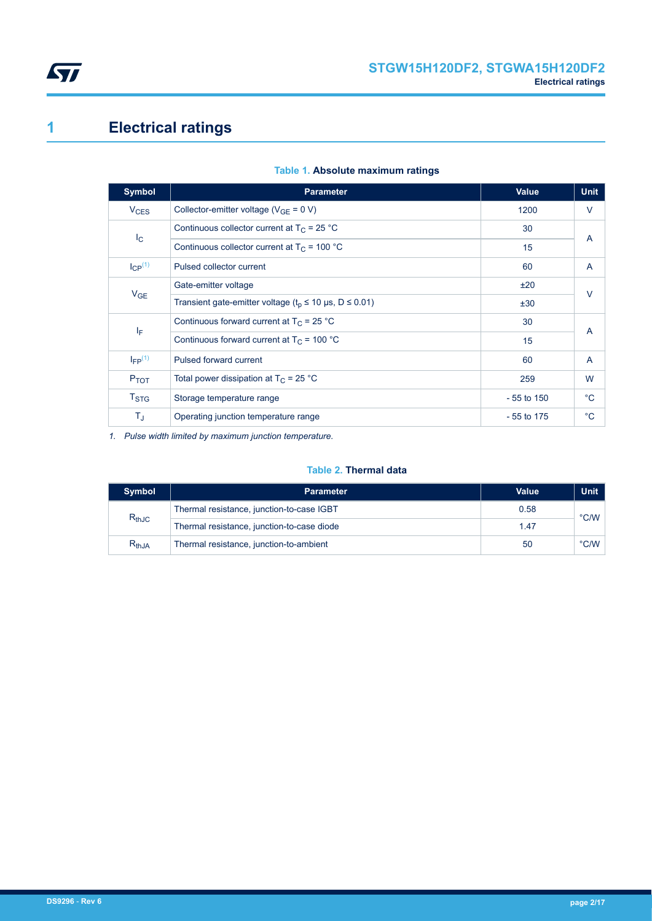# 1 Electrical ratings

**Table 1. Absolute maximum ratings**

| Symbol | Parameter | Value | Unit |
|---|---|---|---|
| $V_{CES}$ | Collector-emitter voltage ($V_{GE}$ = 0 V) | 1200 | V |
| $I_C$ | Continuous collector current at $T_C$ = 25 °C | 30 | A |
| | Continuous collector current at $T_C$ = 100 °C | 15 | |
| $I_{CP}$ [(1)] | Pulsed collector current | 60 | A |
| $V_{GE}$ | Gate-emitter voltage | ±20 | V |
| | Transient gate-emitter voltage ($t_p$ ≤ 10 µs, D ≤ 0.01) | ±30 | |
| $I_F$ | Continuous forward current at $T_C$ = 25 °C | 30 | A |
| | Continuous forward current at $T_C$ = 100 °C | 15 | |
| $I_{FP}$ [(1)] | Pulsed forward current | 60 | A |
| $P_{TOT}$ | Total power dissipation at $T_C$ = 25 °C | 259 | W |
| $T_{STG}$ | Storage temperature range | - 55 to 150 | °C |
| $T_J$ | Operating junction temperature range | - 55 to 175 | °C |

*1. Pulse width limited by maximum junction temperature.*

**Table 2. Thermal data**

| Symbol | Parameter | Value | Unit |
|---|---|---|---|
| $R_{thJC}$ | Thermal resistance, junction-to-case IGBT | 0.58 | °C/W |
| | Thermal resistance, junction-to-case diode | 1.47 | |
| $R_{thJA}$ | Thermal resistance, junction-to-ambient | 50 | °C/W |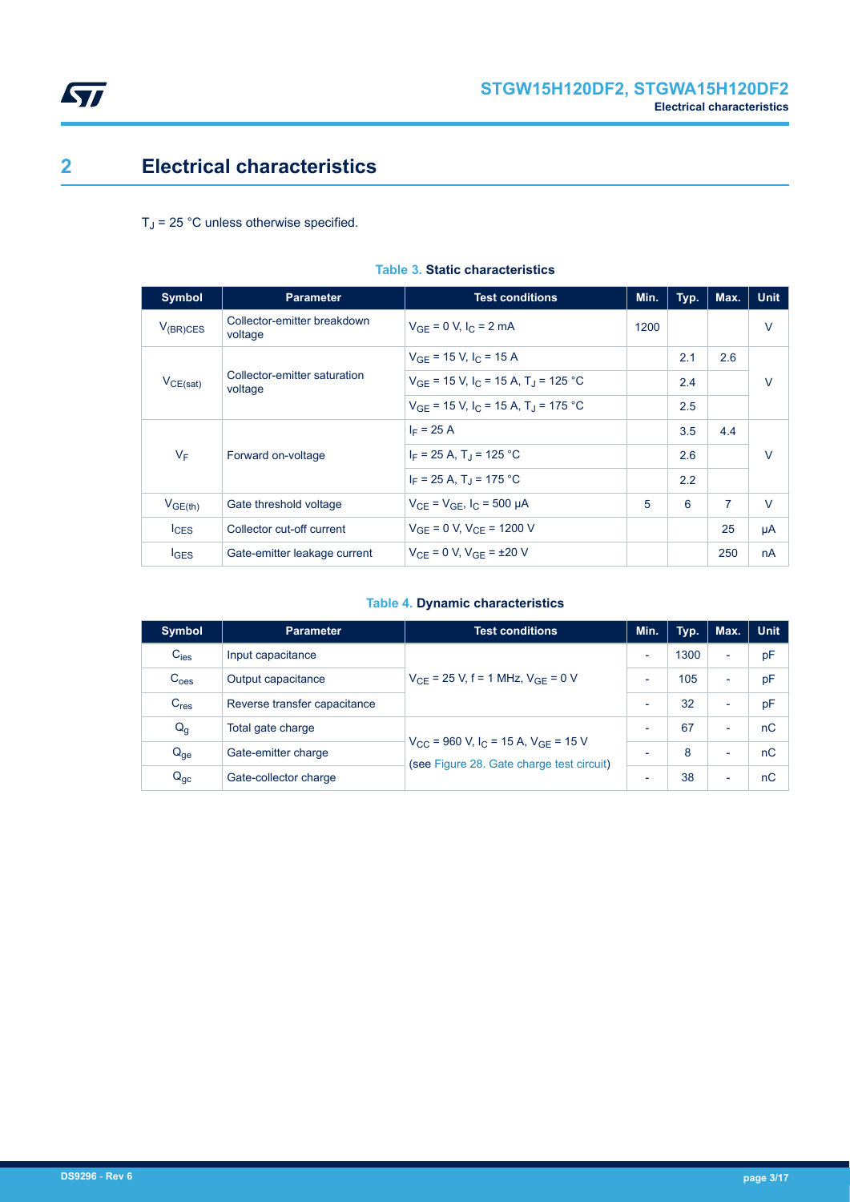# 2 Electrical characteristics

$T_J$ = 25 °C unless otherwise specified.

**Table 3. Static characteristics**

| Symbol | Parameter | Test conditions | Min. | Typ. | Max. | Unit |
|---|---|---|---|---|---|---|
| $V_{(BR)CES}$ | Collector-emitter breakdown voltage | $V_{GE}$ = 0 V, $I_C$ = 2 mA | 1200 | | | V |
| $V_{CE(sat)}$ | Collector-emitter saturation voltage | $V_{GE}$ = 15 V, $I_C$ = 15 A | | 2.1 | 2.6 | V |
| | | $V_{GE}$ = 15 V, $I_C$ = 15 A, $T_J$ = 125 °C | | 2.4 | | |
| | | $V_{GE}$ = 15 V, $I_C$ = 15 A, $T_J$ = 175 °C | | 2.5 | | |
| $V_F$ | Forward on-voltage | $I_F$ = 25 A | | 3.5 | 4.4 | V |
| | | $I_F$ = 25 A, $T_J$ = 125 °C | | 2.6 | | |
| | | $I_F$ = 25 A, $T_J$ = 175 °C | | 2.2 | | |
| $V_{GE(th)}$ | Gate threshold voltage | $V_{CE}$ = $V_{GE}$, $I_C$ = 500 µA | 5 | 6 | 7 | V |
| $I_{CES}$ | Collector cut-off current | $V_{GE}$ = 0 V, $V_{CE}$ = 1200 V | | | 25 | µA |
| $I_{GES}$ | Gate-emitter leakage current | $V_{CE}$ = 0 V, $V_{GE}$ = ±20 V | | | 250 | nA |

**Table 4. Dynamic characteristics**

| Symbol | Parameter | Test conditions | Min. | Typ. | Max. | Unit |
|---|---|---|---|---|---|---|
| $C_{ies}$ | Input capacitance | $V_{CE}$ = 25 V, f = 1 MHz, $V_{GE}$ = 0 V | - | 1300 | - | pF |
| $C_{oes}$ | Output capacitance | | - | 105 | - | pF |
| $C_{res}$ | Reverse transfer capacitance | | - | 32 | - | pF |
| $Q_g$ | Total gate charge | $V_{CC}$ = 960 V, $I_C$ = 15 A, $V_{GE}$ = 15 V (see Figure 28. Gate charge test circuit) | - | 67 | - | nC |
| $Q_{ge}$ | Gate-emitter charge | | - | 8 | - | nC |
| $Q_{gc}$ | Gate-collector charge | | - | 38 | - | nC |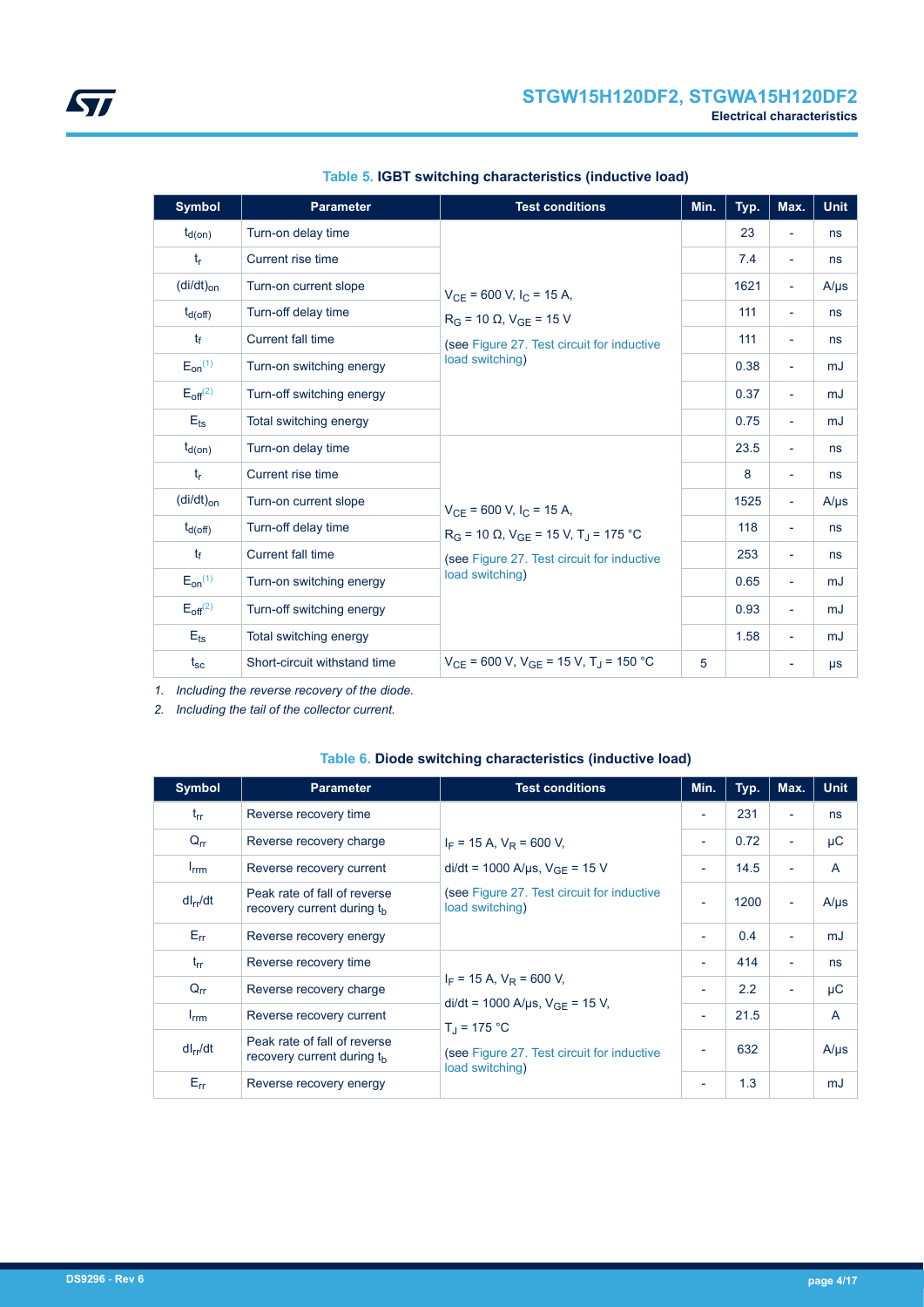Table 5. **IGBT switching characteristics (inductive load)**

| Symbol | Parameter | Test conditions | Min. | Typ. | Max. | Unit |
|---|---|---|---|---|---|---|
| $t_{d(on)}$ | Turn-on delay time | $V_{CE}$ = 600 V, $I_C$ = 15 A, $R_G$ = 10 Ω, $V_{GE}$ = 15 V (see Figure 27. Test circuit for inductive load switching) | | 23 | - | ns |
| $t_r$ | Current rise time | | | 7.4 | - | ns |
| $(di/dt)_{on}$ | Turn-on current slope | | | 1621 | - | A/μs |
| $t_{d(off)}$ | Turn-off delay time | | | 111 | - | ns |
| $t_f$ | Current fall time | | | 111 | - | ns |
| $E_{on}$ (1) | Turn-on switching energy | | | 0.38 | - | mJ |
| $E_{off}$ (2) | Turn-off switching energy | | | 0.37 | - | mJ |
| $E_{ts}$ | Total switching energy | | | 0.75 | - | mJ |
| $t_{d(on)}$ | Turn-on delay time | $V_{CE}$ = 600 V, $I_C$ = 15 A, $R_G$ = 10 Ω, $V_{GE}$ = 15 V, $T_J$ = 175 °C (see Figure 27. Test circuit for inductive load switching) | | 23.5 | - | ns |
| $t_r$ | Current rise time | | | 8 | - | ns |
| $(di/dt)_{on}$ | Turn-on current slope | | | 1525 | - | A/μs |
| $t_{d(off)}$ | Turn-off delay time | | | 118 | - | ns |
| $t_f$ | Current fall time | | | 253 | - | ns |
| $E_{on}$ (1) | Turn-on switching energy | | | 0.65 | - | mJ |
| $E_{off}$ (2) | Turn-off switching energy | | | 0.93 | - | mJ |
| $E_{ts}$ | Total switching energy | | | 1.58 | - | mJ |
| $t_{sc}$ | Short-circuit withstand time | $V_{CE}$ = 600 V, $V_{GE}$ = 15 V, $T_J$ = 150 °C | 5 | | - | μs |

1. *Including the reverse recovery of the diode.*
2. *Including the tail of the collector current.*

Table 6. **Diode switching characteristics (inductive load)**

| Symbol | Parameter | Test conditions | Min. | Typ. | Max. | Unit |
|---|---|---|---|---|---|---|
| $t_{rr}$ | Reverse recovery time | $I_F$ = 15 A, $V_R$ = 600 V, di/dt = 1000 A/μs, $V_{GE}$ = 15 V (see Figure 27. Test circuit for inductive load switching) | - | 231 | - | ns |
| $Q_{rr}$ | Reverse recovery charge | | - | 0.72 | - | μC |
| $I_{rrm}$ | Reverse recovery current | | - | 14.5 | - | A |
| $dI_{rr}/dt$ | Peak rate of fall of reverse recovery current during $t_b$ | | - | 1200 | - | A/μs |
| $E_{rr}$ | Reverse recovery energy | | - | 0.4 | - | mJ |
| $t_{rr}$ | Reverse recovery time | $I_F$ = 15 A, $V_R$ = 600 V, di/dt = 1000 A/μs, $V_{GE}$ = 15 V, $T_J$ = 175 °C (see Figure 27. Test circuit for inductive load switching) | - | 414 | - | ns |
| $Q_{rr}$ | Reverse recovery charge | | - | 2.2 | - | μC |
| $I_{rrm}$ | Reverse recovery current | | - | 21.5 | | A |
| $dI_{rr}/dt$ | Peak rate of fall of reverse recovery current during $t_b$ | | - | 632 | | A/μs |
| $E_{rr}$ | Reverse recovery energy | | - | 1.3 | | mJ |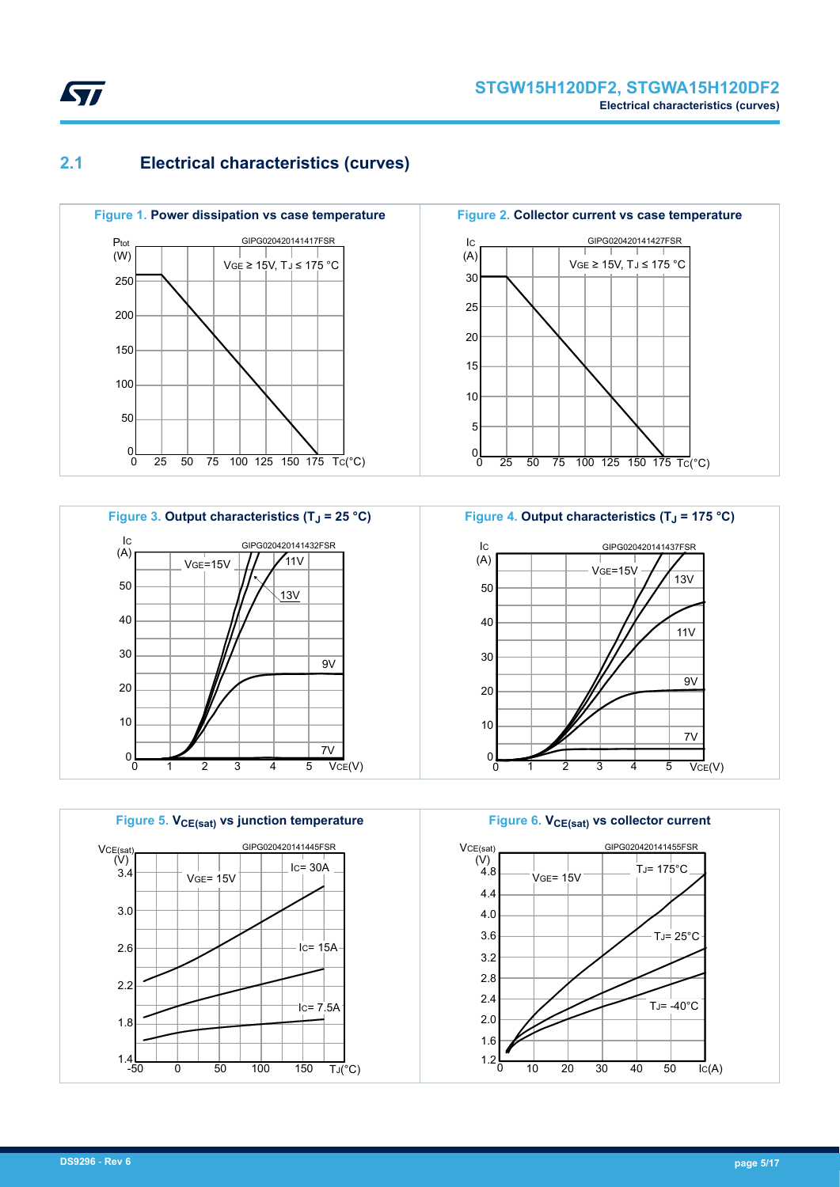## 2.1 Electrical characteristics (curves)

**Figure 1.** Power dissipation vs case temperature

**Figure 2.** Collector current vs case temperature

**Figure 3.** Output characteristics ($T_J$ = 25 °C)

**Figure 4.** Output characteristics ($T_J$ = 175 °C)

**Figure 5.** $V_{CE(sat)}$ vs junction temperature

**Figure 6.** $V_{CE(sat)}$ vs collector current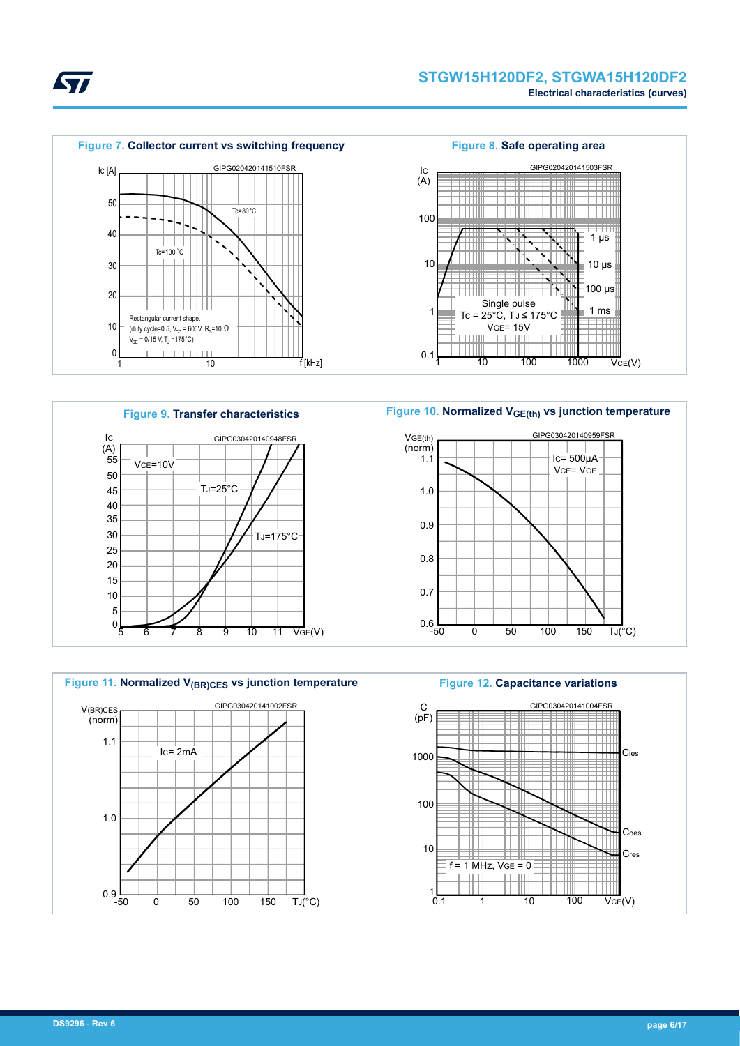**Figure 7. Collector current vs switching frequency**

GIPG020420141510FSR

Ic [A]

Tc=80 °C

Tc=100 °C

Rectangular current shape, (duty cycle=0.5, $V_{CC}$ = 600V, $R_G$=10 Ω, $V_{GE}$ = 0/15 V, $T_J$ =175°C)

f [kHz]

**Figure 8. Safe operating area**

GIPG020420141503FSR

Ic (A)

1 µs

10 µs

100 µs

1 ms

Single pulse
Tc = 25°C, TJ ≤ 175°C
VGE= 15V

VCE(V)

**Figure 9. Transfer characteristics**

GIPG030420140948FSR

Ic (A)

VCE=10V

TJ=25°C

TJ=175°C

VGE(V)

**Figure 10. Normalized $V_{GE(th)}$ vs junction temperature**

GIPG030420140959FSR

VGE(th) (norm)

Ic= 500µA
VCE= VGE

TJ(°C)

**Figure 11. Normalized $V_{(BR)CES}$ vs junction temperature**

GIPG030420141002FSR

V(BR)CES (norm)

Ic= 2mA

TJ(°C)

**Figure 12. Capacitance variations**

GIPG030420141004FSR

C (pF)

Cies

Coes

Cres

f = 1 MHz, VGE = 0

VCE(V)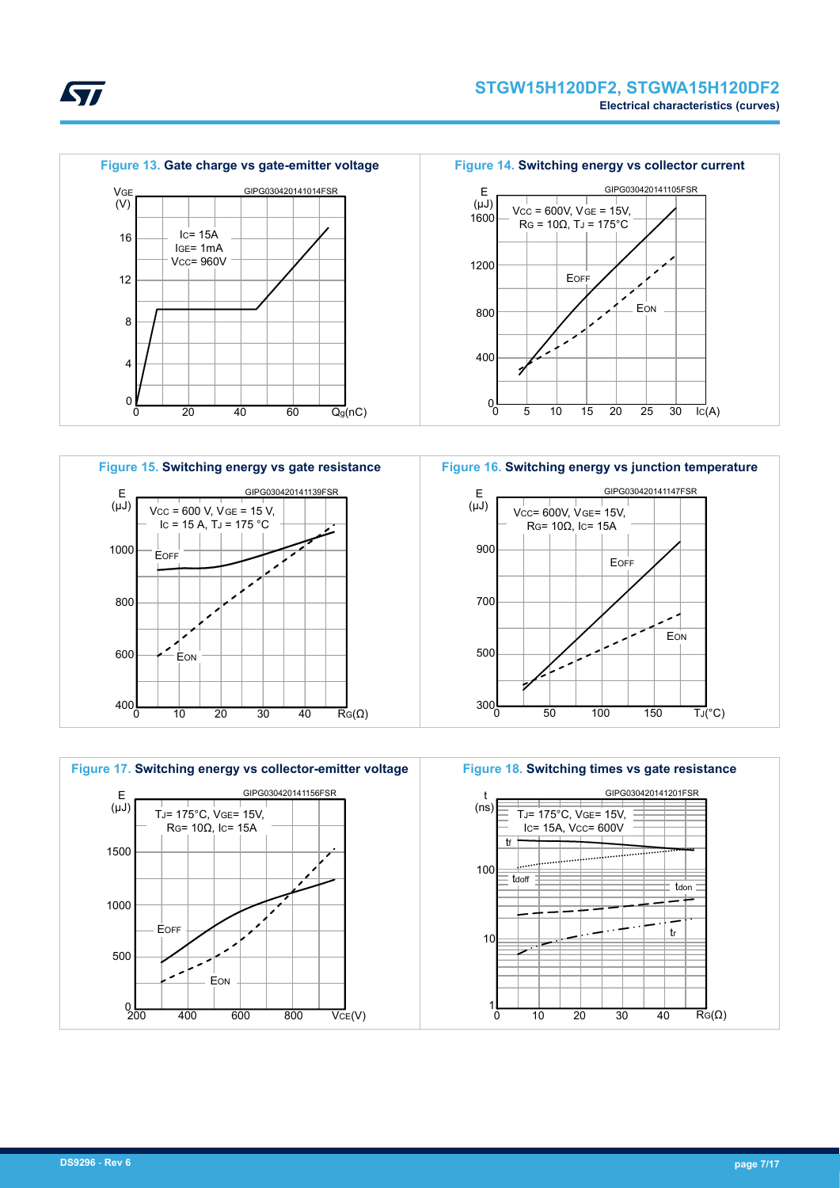Figure 13. Gate charge vs gate-emitter voltage

Figure 14. Switching energy vs collector current

Figure 15. Switching energy vs gate resistance

Figure 16. Switching energy vs junction temperature

Figure 17. Switching energy vs collector-emitter voltage

Figure 18. Switching times vs gate resistance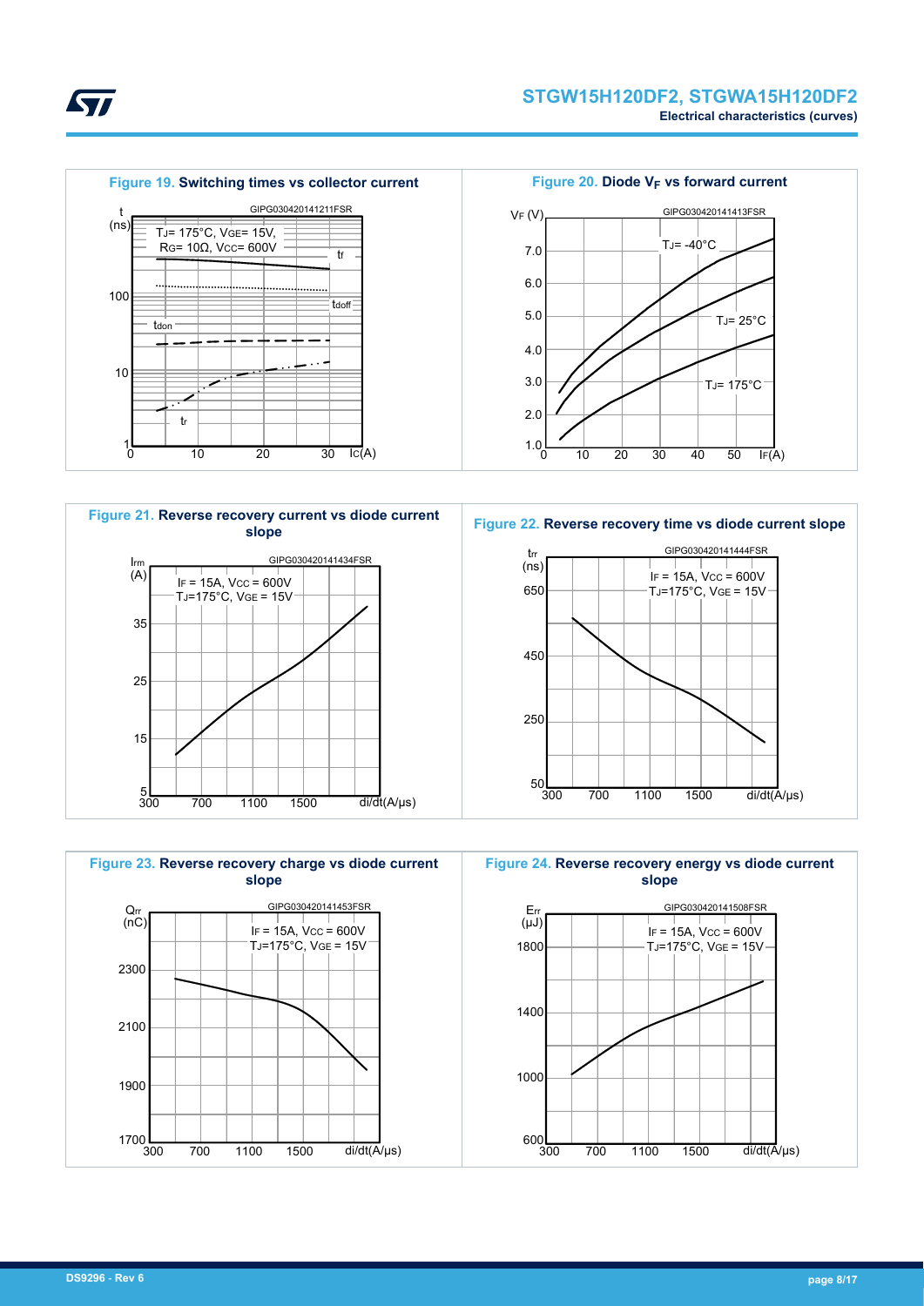**Figure 19. Switching times vs collector current**

GIPG030420141211FSR

$T_J$ = 175°C, $V_{GE}$ = 15V, $R_G$ = 10Ω, $V_{CC}$ = 600V

**Figure 20. Diode $V_F$ vs forward current**

GIPG030420141413FSR

**Figure 21. Reverse recovery current vs diode current slope**

GIPG030420141434FSR

$I_F$ = 15A, $V_{CC}$ = 600V, $T_J$ = 175°C, $V_{GE}$ = 15V

**Figure 22. Reverse recovery time vs diode current slope**

GIPG030420141444FSR

$I_F$ = 15A, $V_{CC}$ = 600V, $T_J$ = 175°C, $V_{GE}$ = 15V

**Figure 23. Reverse recovery charge vs diode current slope**

GIPG030420141453FSR

$I_F$ = 15A, $V_{CC}$ = 600V, $T_J$ = 175°C, $V_{GE}$ = 15V

**Figure 24. Reverse recovery energy vs diode current slope**

GIPG030420141508FSR

$I_F$ = 15A, $V_{CC}$ = 600V, $T_J$ = 175°C, $V_{GE}$ = 15V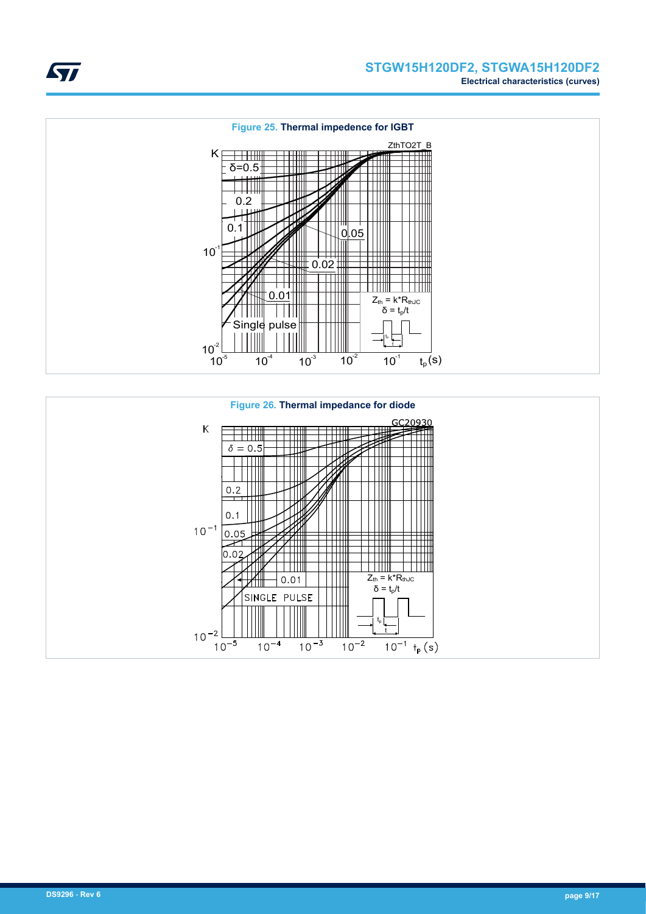**Figure 25. Thermal impedence for IGBT**

**Figure 26. Thermal impedance for diode**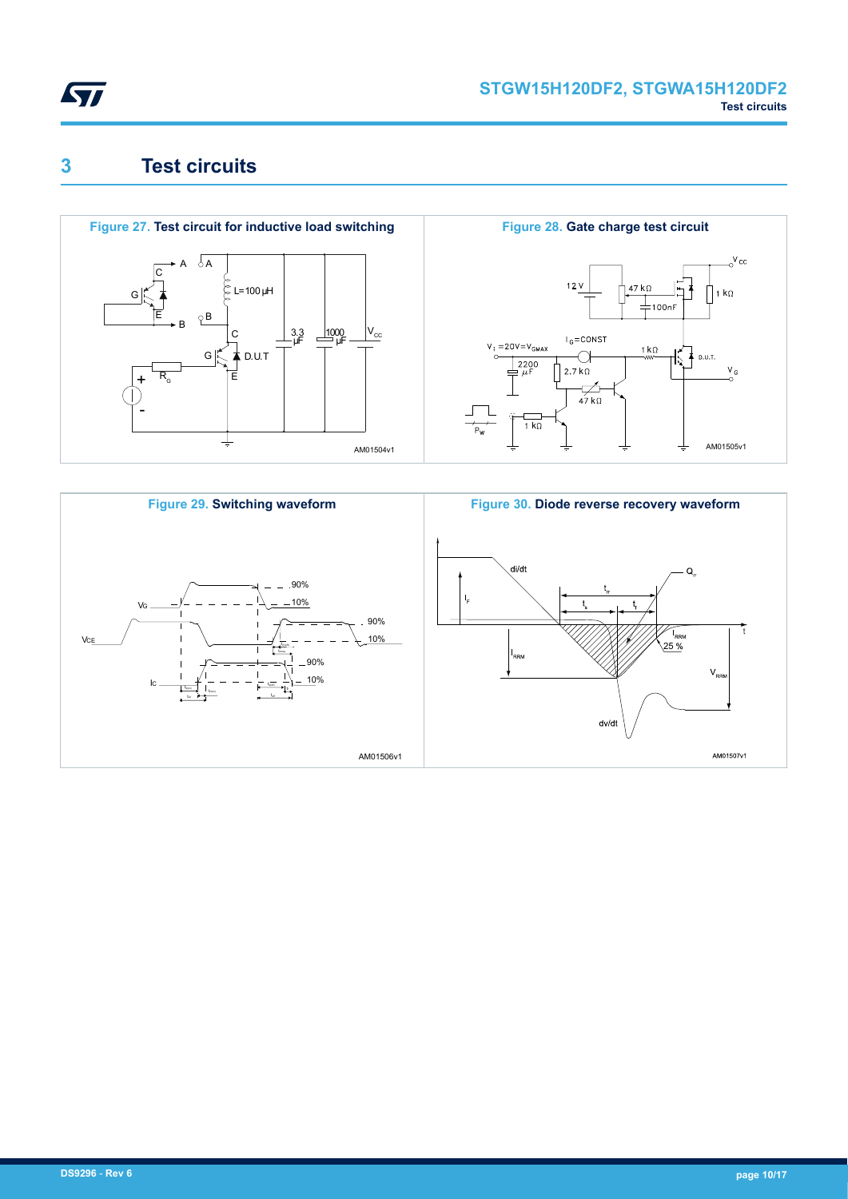# 3 Test circuits

**Figure 27. Test circuit for inductive load switching**

**Figure 28. Gate charge test circuit**

**Figure 29. Switching waveform**

**Figure 30. Diode reverse recovery waveform**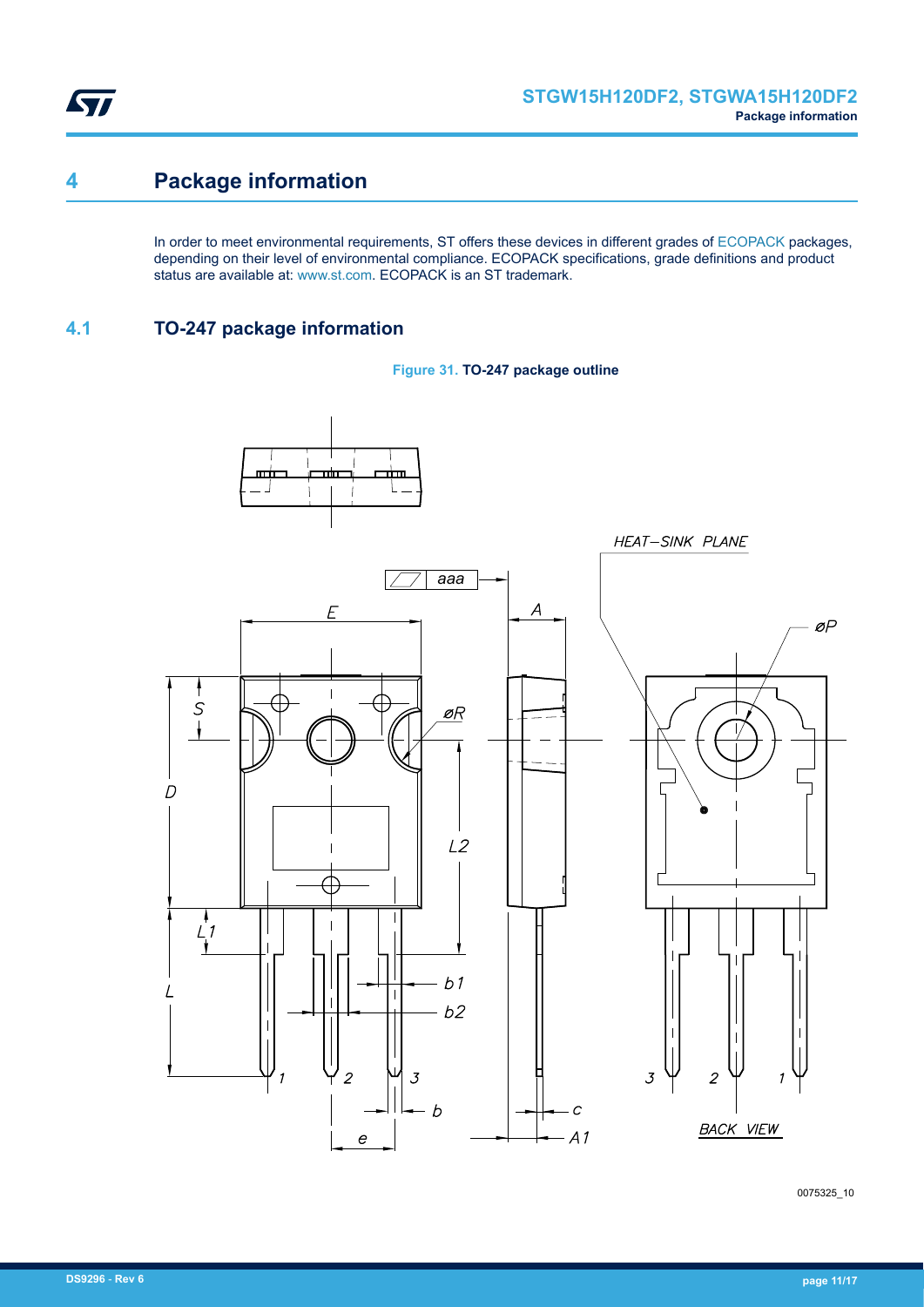# 4 Package information

In order to meet environmental requirements, ST offers these devices in different grades of ECOPACK packages, depending on their level of environmental compliance. ECOPACK specifications, grade definitions and product status are available at: www.st.com. ECOPACK is an ST trademark.

## 4.1 TO-247 package information

**Figure 31. TO-247 package outline**

0075325_10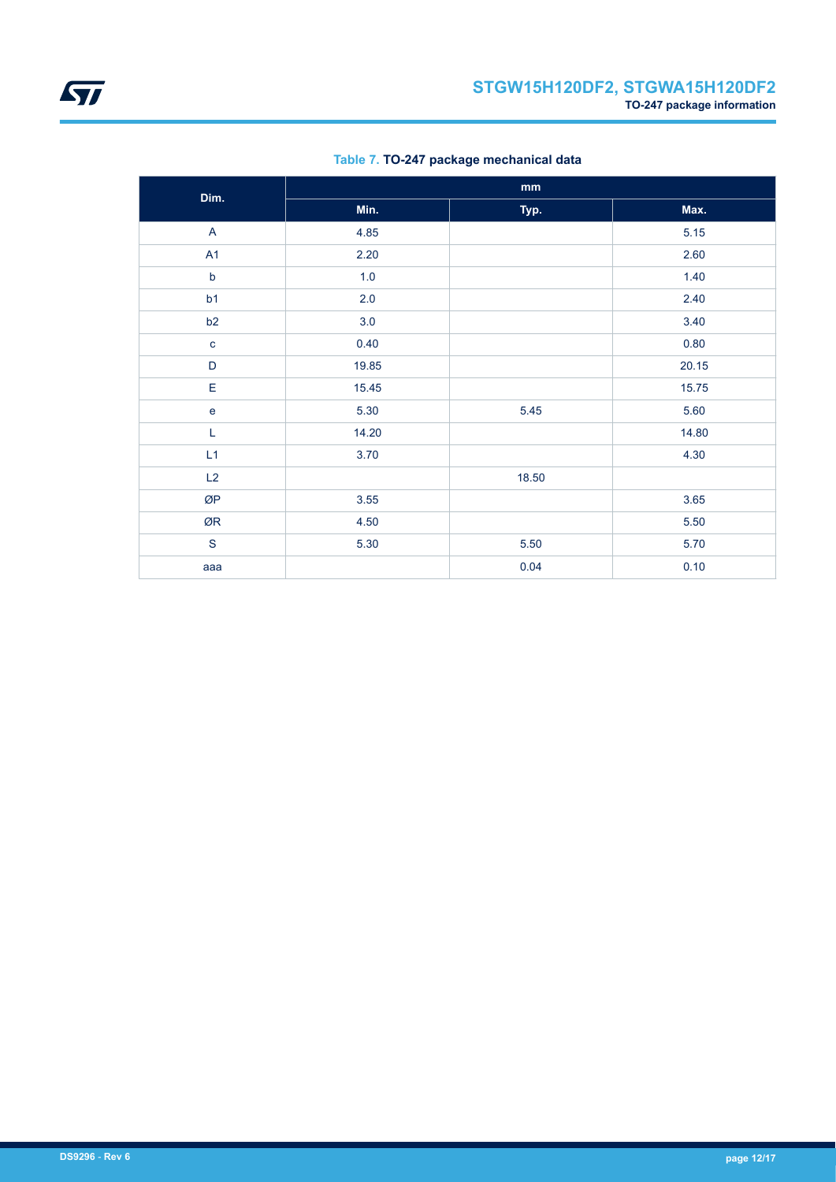**Table 7. TO-247 package mechanical data**

| Dim. | mm | | |
|---|---|---|---|
| | Min. | Typ. | Max. |
| A | 4.85 | | 5.15 |
| A1 | 2.20 | | 2.60 |
| b | 1.0 | | 1.40 |
| b1 | 2.0 | | 2.40 |
| b2 | 3.0 | | 3.40 |
| c | 0.40 | | 0.80 |
| D | 19.85 | | 20.15 |
| E | 15.45 | | 15.75 |
| e | 5.30 | 5.45 | 5.60 |
| L | 14.20 | | 14.80 |
| L1 | 3.70 | | 4.30 |
| L2 | | 18.50 | |
| ØP | 3.55 | | 3.65 |
| ØR | 4.50 | | 5.50 |
| S | 5.30 | 5.50 | 5.70 |
| aaa | | 0.04 | 0.10 |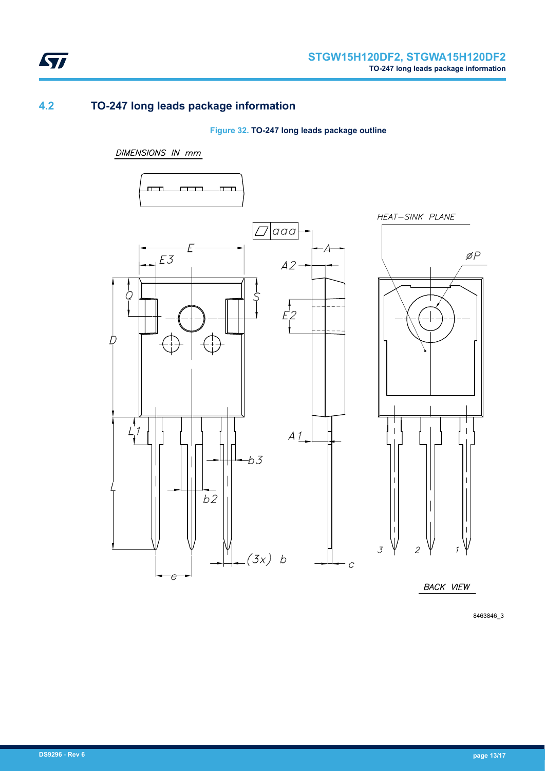## 4.2 TO-247 long leads package information

**Figure 32. TO-247 long leads package outline**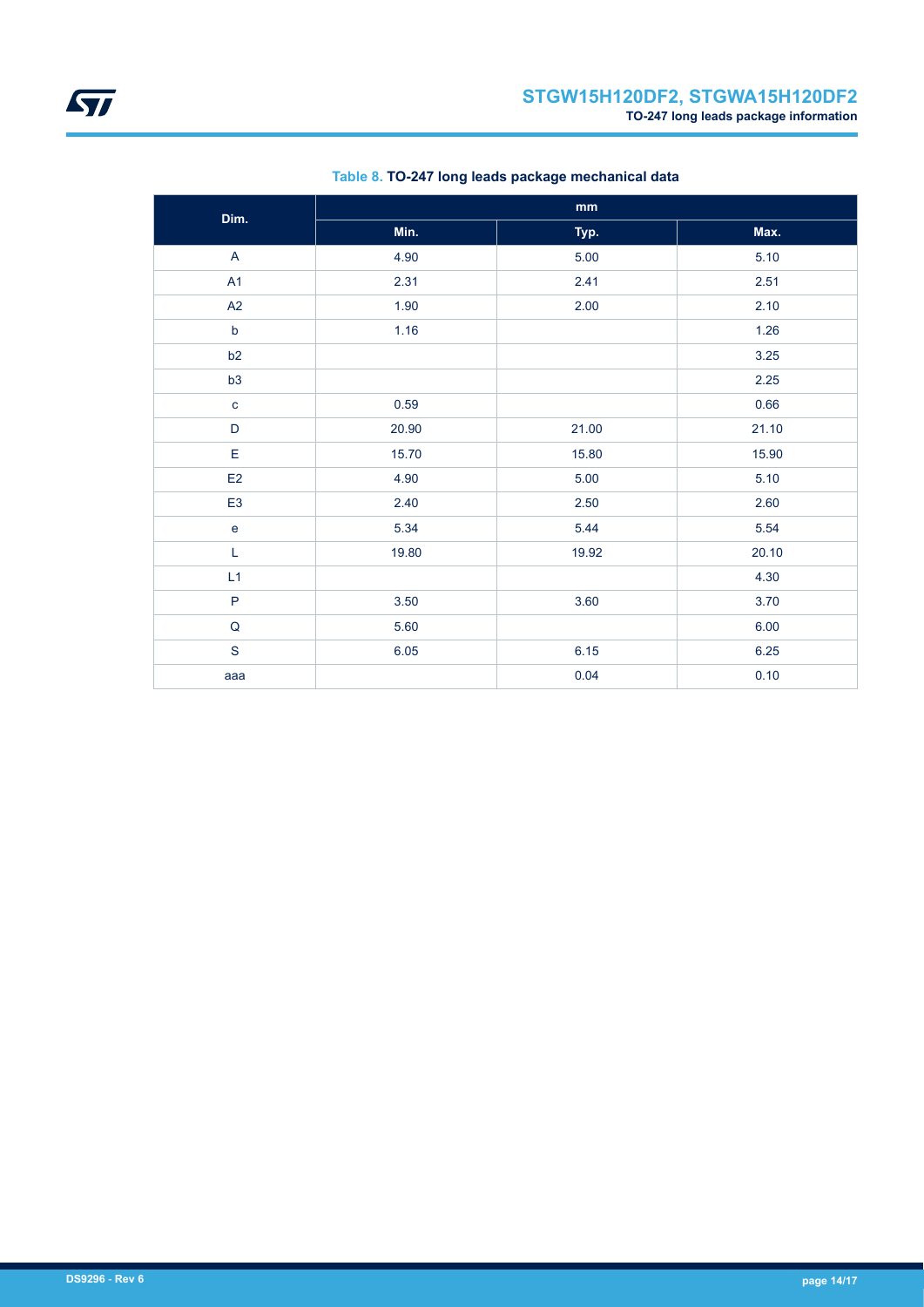**Table 8. TO-247 long leads package mechanical data**

| Dim. | mm | | |
|---|---|---|---|
| | Min. | Typ. | Max. |
| A | 4.90 | 5.00 | 5.10 |
| A1 | 2.31 | 2.41 | 2.51 |
| A2 | 1.90 | 2.00 | 2.10 |
| b | 1.16 | | 1.26 |
| b2 | | | 3.25 |
| b3 | | | 2.25 |
| c | 0.59 | | 0.66 |
| D | 20.90 | 21.00 | 21.10 |
| E | 15.70 | 15.80 | 15.90 |
| E2 | 4.90 | 5.00 | 5.10 |
| E3 | 2.40 | 2.50 | 2.60 |
| e | 5.34 | 5.44 | 5.54 |
| L | 19.80 | 19.92 | 20.10 |
| L1 | | | 4.30 |
| P | 3.50 | 3.60 | 3.70 |
| Q | 5.60 | | 6.00 |
| S | 6.05 | 6.15 | 6.25 |
| aaa | | 0.04 | 0.10 |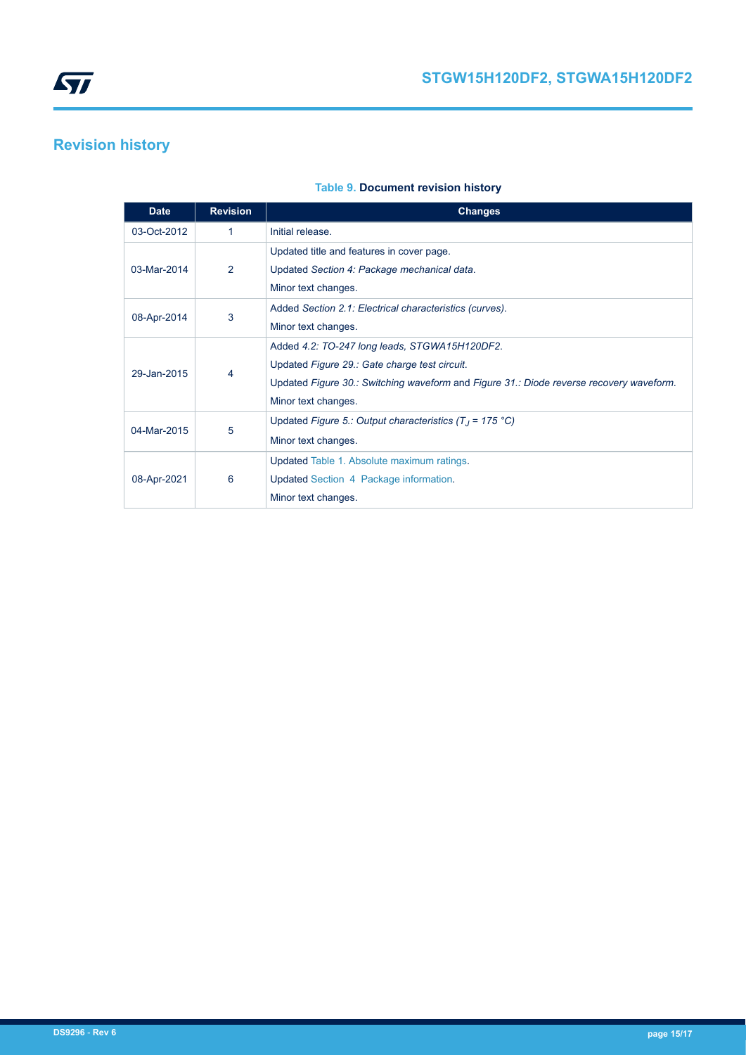# Revision history

**Table 9. Document revision history**

| Date | Revision | Changes |
|---|---|---|
| 03-Oct-2012 | 1 | Initial release. |
| 03-Mar-2014 | 2 | Updated title and features in cover page.<br>Updated *Section 4: Package mechanical data*.<br>Minor text changes. |
| 08-Apr-2014 | 3 | Added *Section 2.1: Electrical characteristics (curves)*.<br>Minor text changes. |
| 29-Jan-2015 | 4 | Added *4.2: TO-247 long leads, STGWA15H120DF2*.<br>Updated *Figure 29.: Gate charge test circuit*.<br>Updated *Figure 30.: Switching waveform* and *Figure 31.: Diode reverse recovery waveform*.<br>Minor text changes. |
| 04-Mar-2015 | 5 | Updated *Figure 5.: Output characteristics ($T_J$ = 175 °C)*<br>Minor text changes. |
| 08-Apr-2021 | 6 | Updated Table 1. Absolute maximum ratings.<br>Updated Section 4 Package information.<br>Minor text changes. |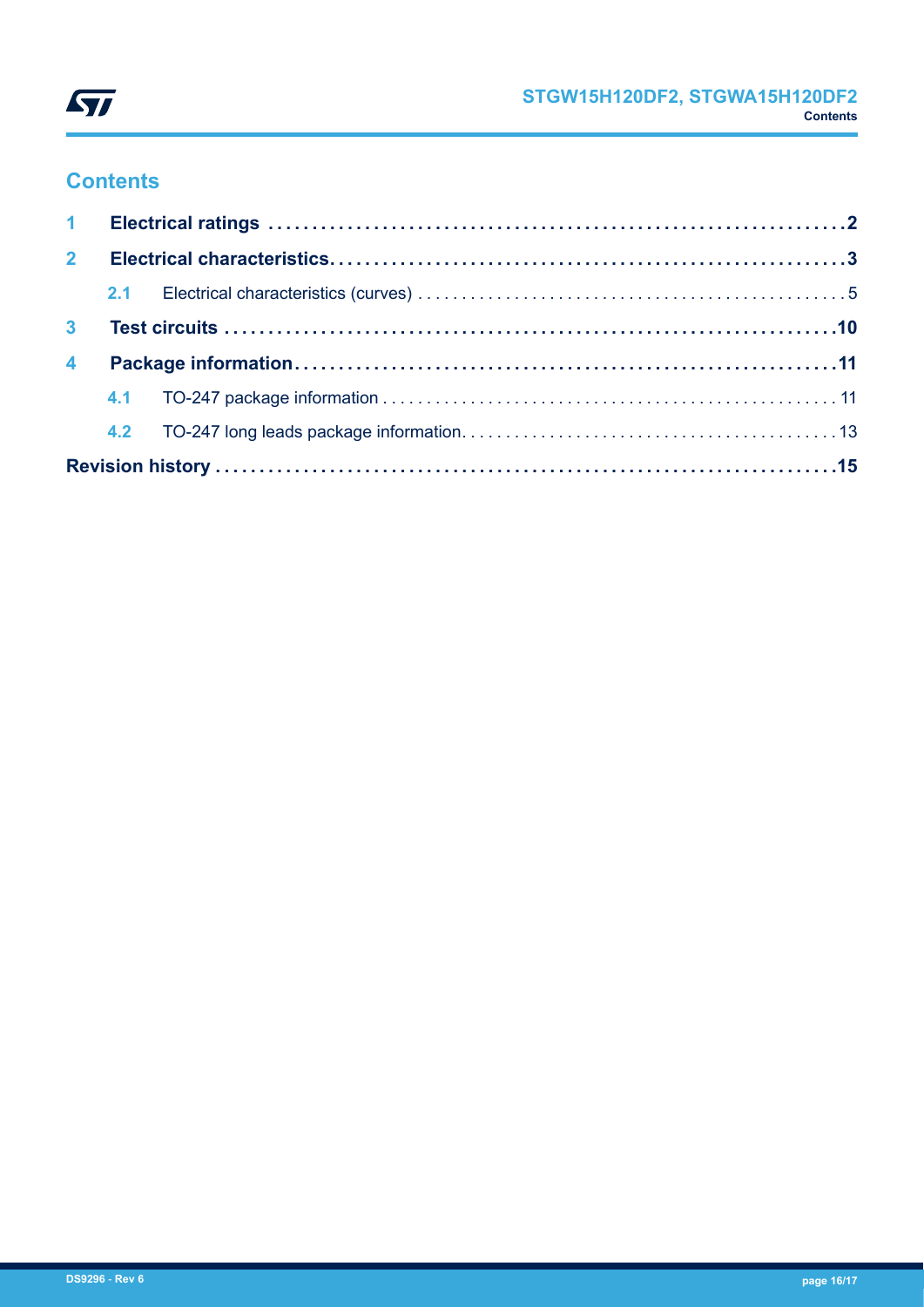# Contents

1 **Electrical ratings** .......... 2

2 **Electrical characteristics** .......... 3

  2.1 Electrical characteristics (curves) .......... 5

3 **Test circuits** .......... 10

4 **Package information** .......... 11

  4.1 TO-247 package information .......... 11

  4.2 TO-247 long leads package information .......... 13

**Revision history** .......... 15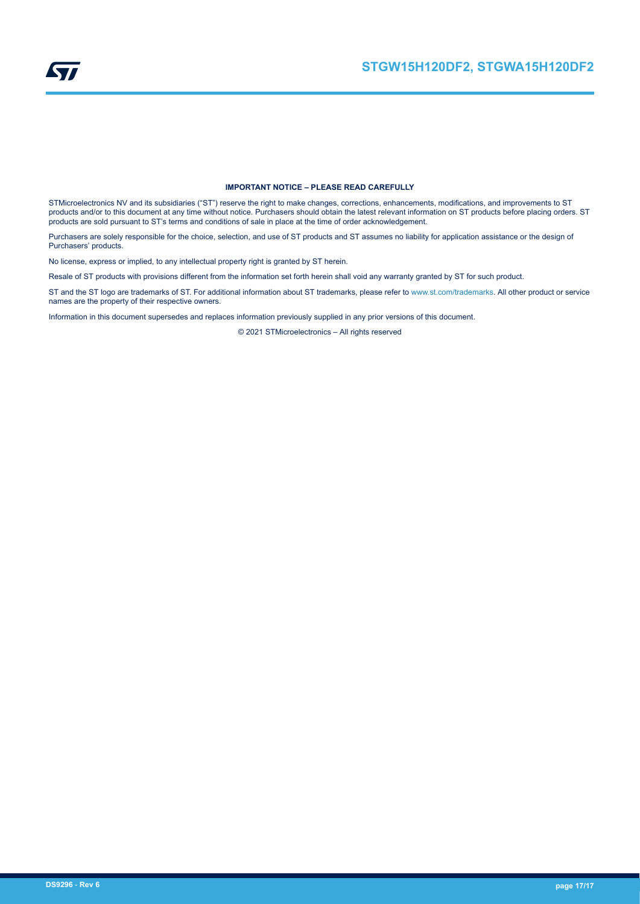**IMPORTANT NOTICE – PLEASE READ CAREFULLY**

STMicroelectronics NV and its subsidiaries ("ST") reserve the right to make changes, corrections, enhancements, modifications, and improvements to ST products and/or to this document at any time without notice. Purchasers should obtain the latest relevant information on ST products before placing orders. ST products are sold pursuant to ST's terms and conditions of sale in place at the time of order acknowledgement.

Purchasers are solely responsible for the choice, selection, and use of ST products and ST assumes no liability for application assistance or the design of Purchasers' products.

No license, express or implied, to any intellectual property right is granted by ST herein.

Resale of ST products with provisions different from the information set forth herein shall void any warranty granted by ST for such product.

ST and the ST logo are trademarks of ST. For additional information about ST trademarks, please refer to www.st.com/trademarks. All other product or service names are the property of their respective owners.

Information in this document supersedes and replaces information previously supplied in any prior versions of this document.

© 2021 STMicroelectronics – All rights reserved